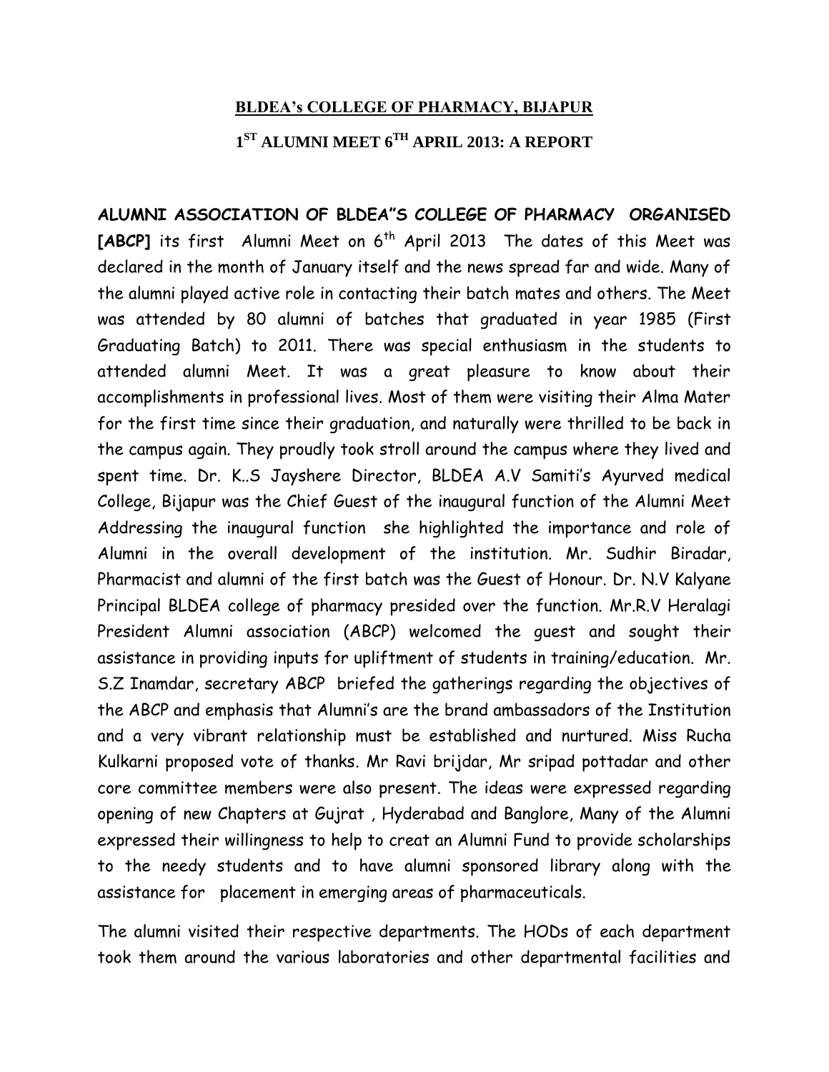**BLDEA's COLLEGE OF PHARMACY, BIJAPUR**

**1ST ALUMNI MEET 6TH APRIL 2013: A REPORT**

**ALUMNI ASSOCIATION OF BLDEA"S COLLEGE OF PHARMACY ORGANISED [ABCP]** its first Alumni Meet on 6th April 2013 The dates of this Meet was declared in the month of January itself and the news spread far and wide. Many of the alumni played active role in contacting their batch mates and others. The Meet was attended by 80 alumni of batches that graduated in year 1985 (First Graduating Batch) to 2011. There was special enthusiasm in the students to attended alumni Meet. It was a great pleasure to know about their accomplishments in professional lives. Most of them were visiting their Alma Mater for the first time since their graduation, and naturally were thrilled to be back in the campus again. They proudly took stroll around the campus where they lived and spent time. Dr. K..S Jayshere Director, BLDEA A.V Samiti's Ayurved medical College, Bijapur was the Chief Guest of the inaugural function of the Alumni Meet Addressing the inaugural function she highlighted the importance and role of Alumni in the overall development of the institution. Mr. Sudhir Biradar, Pharmacist and alumni of the first batch was the Guest of Honour. Dr. N.V Kalyane Principal BLDEA college of pharmacy presided over the function. Mr.R.V Heralagi President Alumni association (ABCP) welcomed the guest and sought their assistance in providing inputs for upliftment of students in training/education. Mr. S.Z Inamdar, secretary ABCP briefed the gatherings regarding the objectives of the ABCP and emphasis that Alumni's are the brand ambassadors of the Institution and a very vibrant relationship must be established and nurtured. Miss Rucha Kulkarni proposed vote of thanks. Mr Ravi brijdar, Mr sripad pottadar and other core committee members were also present. The ideas were expressed regarding opening of new Chapters at Gujrat , Hyderabad and Banglore, Many of the Alumni expressed their willingness to help to creat an Alumni Fund to provide scholarships to the needy students and to have alumni sponsored library along with the assistance for placement in emerging areas of pharmaceuticals.

The alumni visited their respective departments. The HODs of each department took them around the various laboratories and other departmental facilities and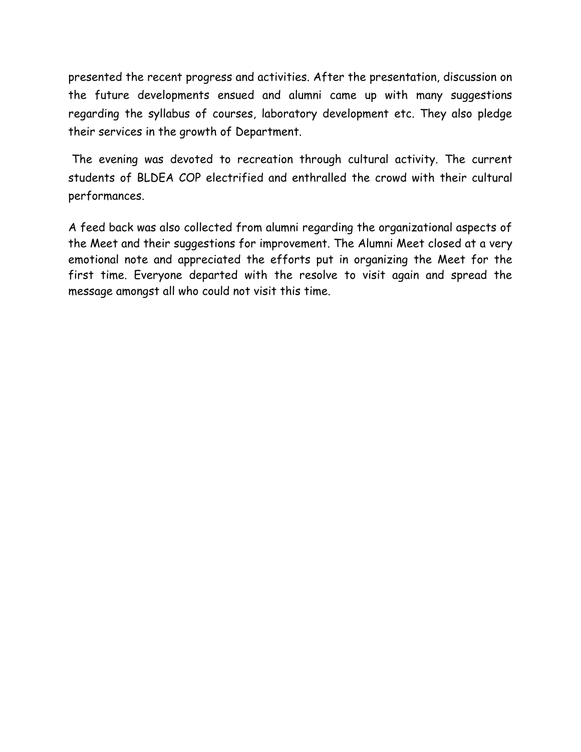presented the recent progress and activities. After the presentation, discussion on the future developments ensued and alumni came up with many suggestions regarding the syllabus of courses, laboratory development etc. They also pledge their services in the growth of Department.

The evening was devoted to recreation through cultural activity. The current students of BLDEA COP electrified and enthralled the crowd with their cultural performances.

A feed back was also collected from alumni regarding the organizational aspects of the Meet and their suggestions for improvement. The Alumni Meet closed at a very emotional note and appreciated the efforts put in organizing the Meet for the first time. Everyone departed with the resolve to visit again and spread the message amongst all who could not visit this time.